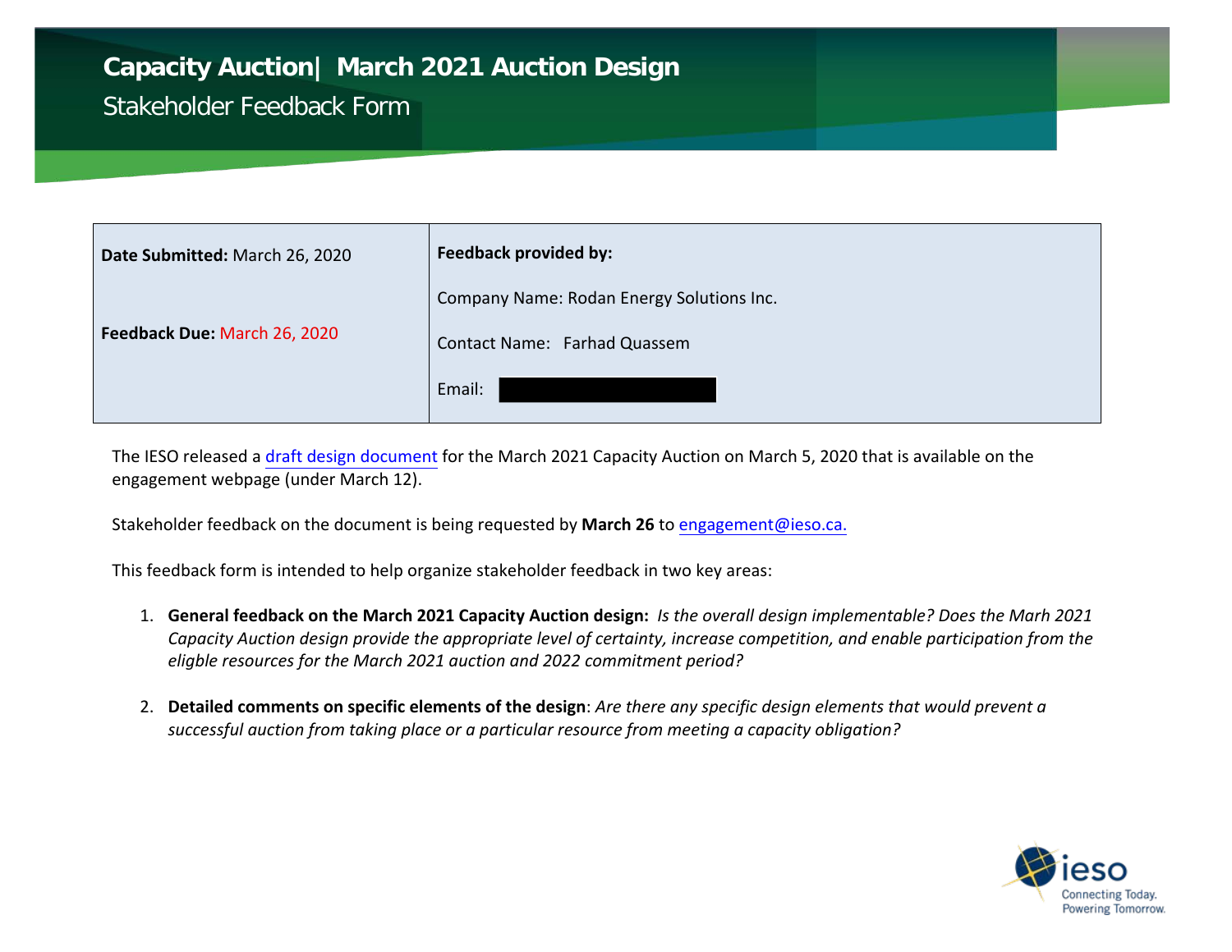# Capacity Auction| March 2021 Auction Design

## Stakeholder Feedback Form

| **Date Submitted:** March 26, 2020 | **Feedback provided by:** |
|---|---|
| **Feedback Due:** March 26, 2020 | Company Name: Rodan Energy Solutions Inc. |
| | Contact Name: Farhad Quassem |
| | Email: |

The IESO released a draft design document for the March 2021 Capacity Auction on March 5, 2020 that is available on the engagement webpage (under March 12).

Stakeholder feedback on the document is being requested by **March 26** to engagement@ieso.ca.

This feedback form is intended to help organize stakeholder feedback in two key areas:

1. **General feedback on the Marh 2021 Capacity Auction design:** *Is the overall design implementable? Does the Marh 2021 Capacity Auction design provide the appropriate level of certainty, increase competition, and enable participation from the eligible resources for the March 2021 auction and 2022 commitment period?*

2. **Detailed comments on specific elements of the design**: *Are there any specific design elements that would prevent a successful auction from taking place or a particular resource from meeting a capacity obligation?*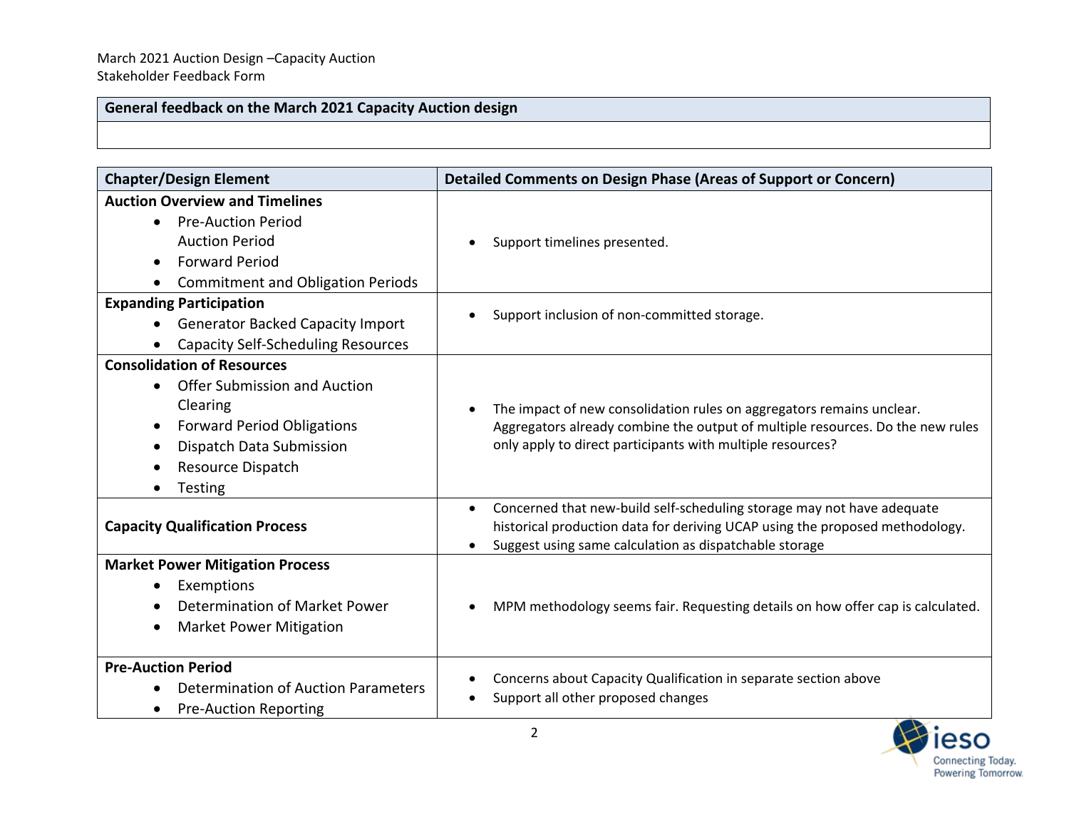March 2021 Auction Design –Capacity Auction
Stakeholder Feedback Form

| General feedback on the March 2021 Capacity Auction design |
| --- |
| |

| Chapter/Design Element | Detailed Comments on Design Phase (Areas of Support or Concern) |
| --- | --- |
| **Auction Overview and Timelines**<br>• Pre-Auction Period<br>Auction Period<br>• Forward Period<br>• Commitment and Obligation Periods | • Support timelines presented. |
| **Expanding Participation**<br>• Generator Backed Capacity Import<br>• Capacity Self-Scheduling Resources | • Support inclusion of non-committed storage. |
| **Consolidation of Resources**<br>• Offer Submission and Auction Clearing<br>• Forward Period Obligations<br>• Dispatch Data Submission<br>• Resource Dispatch<br>• Testing | • The impact of new consolidation rules on aggregators remains unclear. Aggregators already combine the output of multiple resources. Do the new rules only apply to direct participants with multiple resources? |
| **Capacity Qualification Process** | • Concerned that new-build self-scheduling storage may not have adequate historical production data for deriving UCAP using the proposed methodology.<br>• Suggest using same calculation as dispatchable storage |
| **Market Power Mitigation Process**<br>• Exemptions<br>• Determination of Market Power<br>• Market Power Mitigation | • MPM methodology seems fair. Requesting details on how offer cap is calculated. |
| **Pre-Auction Period**<br>• Determination of Auction Parameters<br>• Pre-Auction Reporting | • Concerns about Capacity Qualification in separate section above<br>• Support all other proposed changes |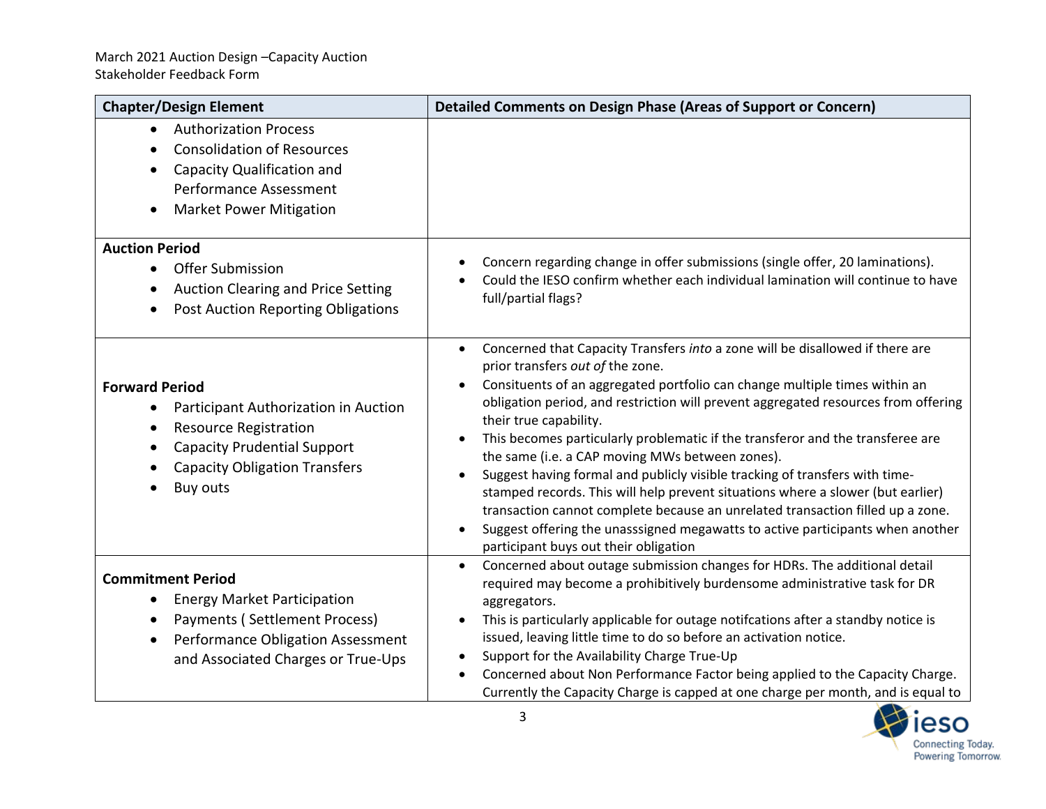| Chapter/Design Element | Detailed Comments on Design Phase (Areas of Support or Concern) |
|---|---|
| • Authorization Process<br>• Consolidation of Resources<br>• Capacity Qualification and Performance Assessment<br>• Market Power Mitigation | |
| **Auction Period**<br>• Offer Submission<br>• Auction Clearing and Price Setting<br>• Post Auction Reporting Obligations | • Concern regarding change in offer submissions (single offer, 20 laminations).<br>• Could the IESO confirm whether each individual lamination will continue to have full/partial flags? |
| **Forward Period**<br>• Participant Authorization in Auction<br>• Resource Registration<br>• Capacity Prudential Support<br>• Capacity Obligation Transfers<br>• Buy outs | • Concerned that Capacity Transfers *into* a zone will be disallowed if there are prior transfers *out of* the zone.<br>• Consituents of an aggregated portfolio can change multiple times within an obligation period, and restriction will prevent aggregated resources from offering their true capability.<br>• This becomes particularly problematic if the transferor and the transferee are the same (i.e. a CAP moving MWs between zones).<br>• Suggest having formal and publicly visible tracking of transfers with time-stamped records. This will help prevent situations where a slower (but earlier) transaction cannot complete because an unrelated transaction filled up a zone.<br>• Suggest offering the unasssigned megawatts to active participants when another participant buys out their obligation |
| **Commitment Period**<br>• Energy Market Participation<br>• Payments ( Settlement Process)<br>• Performance Obligation Assessment and Associated Charges or True-Ups | • Concerned about outage submission changes for HDRs. The additional detail required may become a prohibitively burdensome administrative task for DR aggregators.<br>• This is particularly applicable for outage notifcations after a standby notice is issued, leaving little time to do so before an activation notice.<br>• Support for the Availability Charge True-Up<br>• Concerned about Non Performance Factor being applied to the Capacity Charge. Currently the Capacity Charge is capped at one charge per month, and is equal to |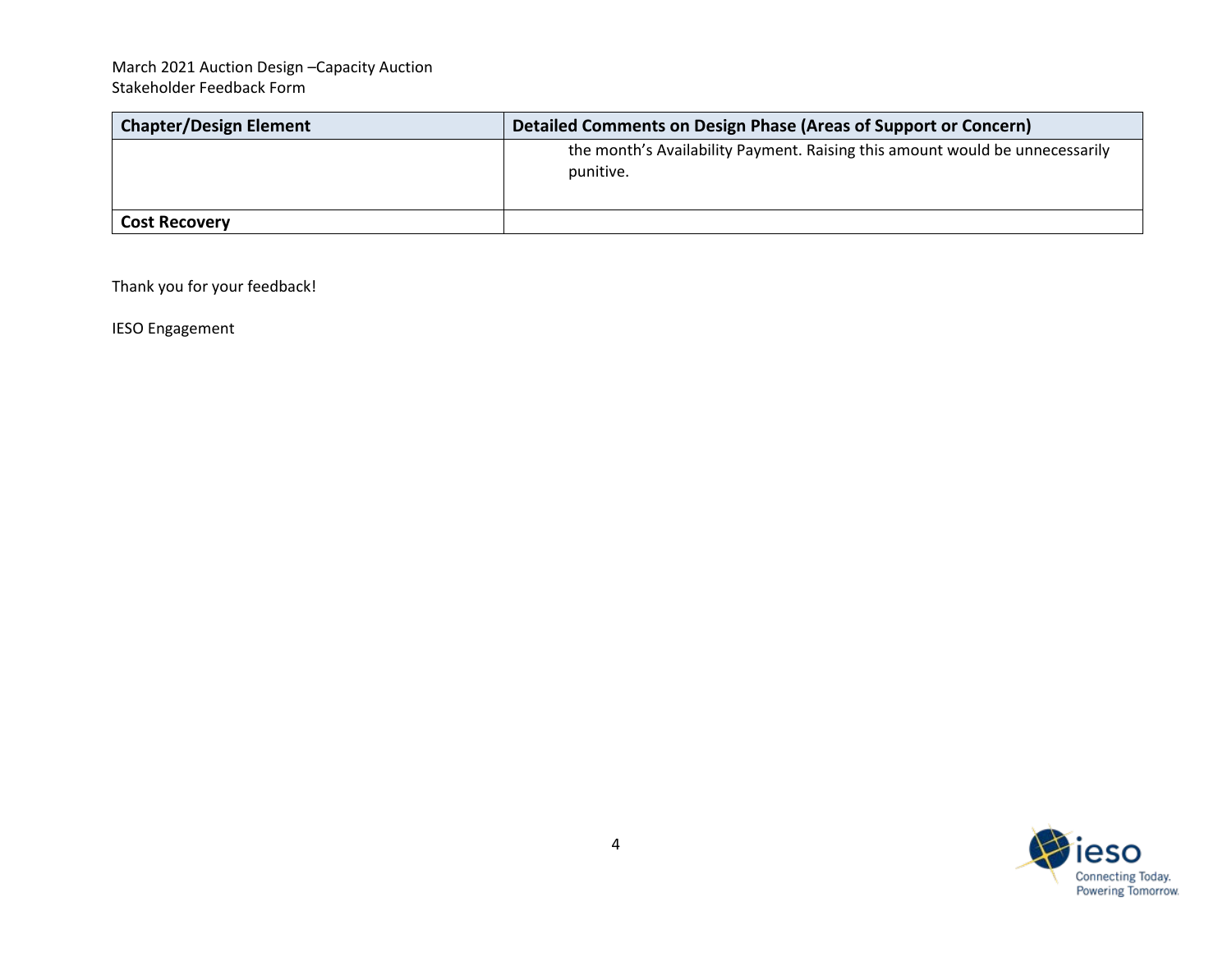| Chapter/Design Element | Detailed Comments on Design Phase (Areas of Support or Concern) |
| --- | --- |
| | the month’s Availability Payment. Raising this amount would be unnecessarily punitive. |
| **Cost Recovery** | |

Thank you for your feedback!

IESO Engagement